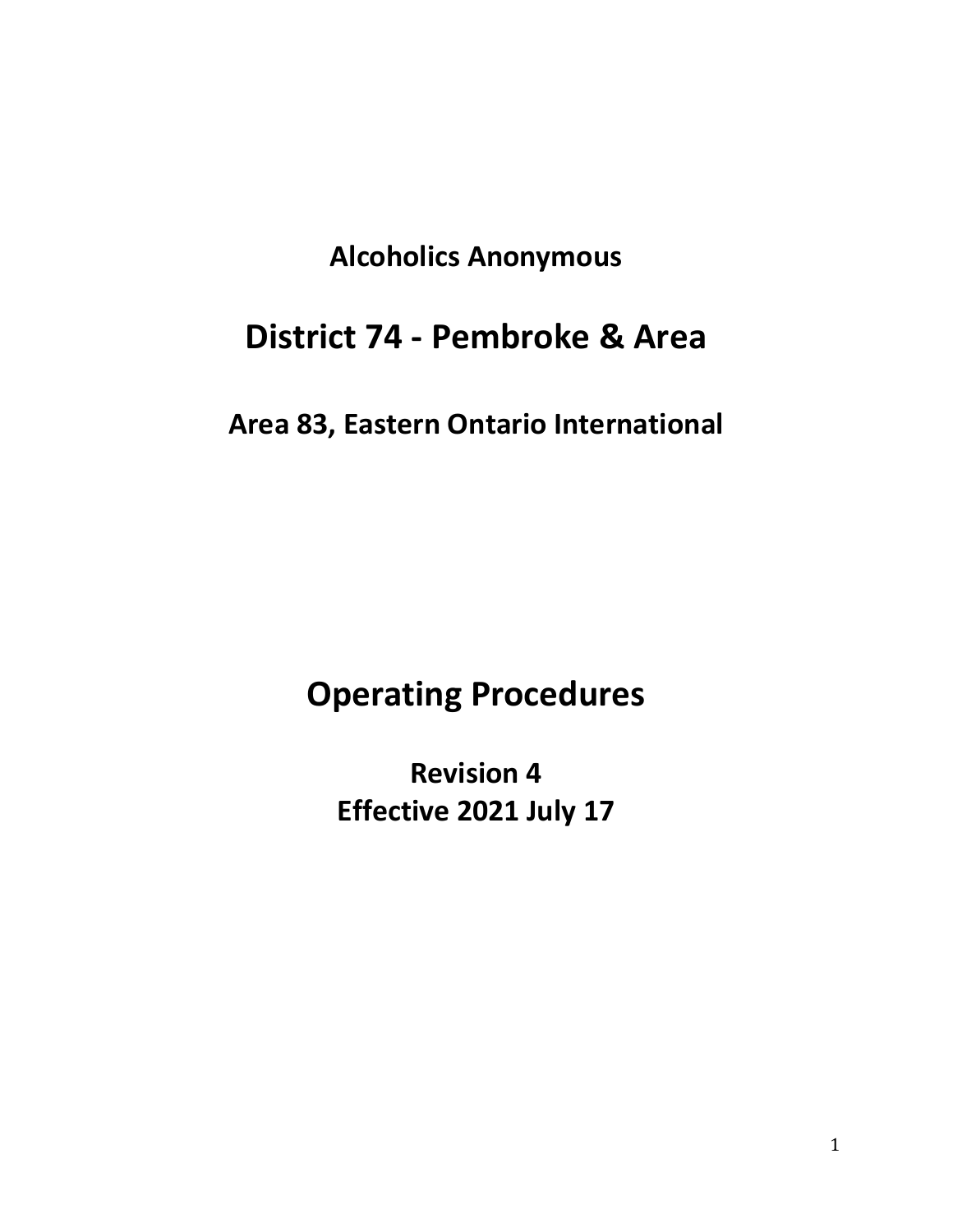**Alcoholics Anonymous**

# District 74 - Pembroke & Area

## Area 83, Eastern Ontario International

# Operating Procedures

**Revision 4**
**Effective 2021 July 17**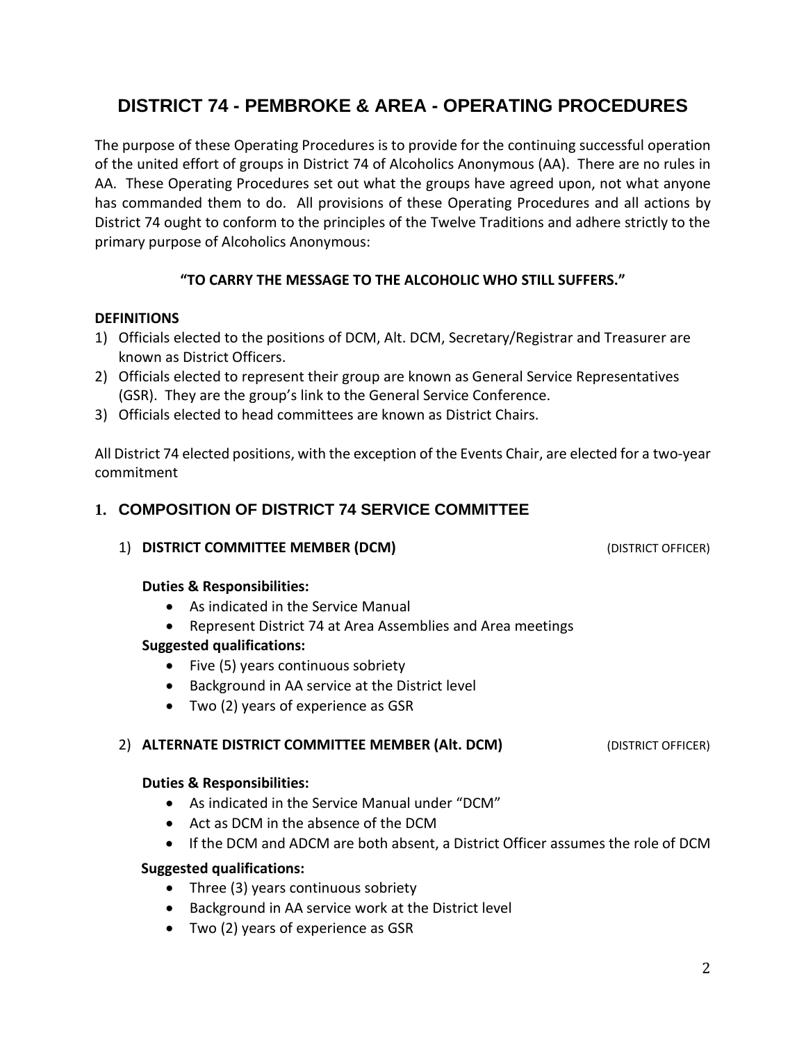# DISTRICT 74 - PEMBROKE & AREA - OPERATING PROCEDURES

The purpose of these Operating Procedures is to provide for the continuing successful operation of the united effort of groups in District 74 of Alcoholics Anonymous (AA). There are no rules in AA. These Operating Procedures set out what the groups have agreed upon, not what anyone has commanded them to do. All provisions of these Operating Procedures and all actions by District 74 ought to conform to the principles of the Twelve Traditions and adhere strictly to the primary purpose of Alcoholics Anonymous:

**"TO CARRY THE MESSAGE TO THE ALCOHOLIC WHO STILL SUFFERS."**

**DEFINITIONS**

1) Officials elected to the positions of DCM, Alt. DCM, Secretary/Registrar and Treasurer are known as District Officers.
2) Officials elected to represent their group are known as General Service Representatives (GSR). They are the group's link to the General Service Conference.
3) Officials elected to head committees are known as District Chairs.

All District 74 elected positions, with the exception of the Events Chair, are elected for a two-year commitment

## 1. COMPOSITION OF DISTRICT 74 SERVICE COMMITTEE

### 1) DISTRICT COMMITTEE MEMBER (DCM) (DISTRICT OFFICER)

**Duties & Responsibilities:**

- As indicated in the Service Manual
- Represent District 74 at Area Assemblies and Area meetings

**Suggested qualifications:**

- Five (5) years continuous sobriety
- Background in AA service at the District level
- Two (2) years of experience as GSR

### 2) ALTERNATE DISTRICT COMMITTEE MEMBER (Alt. DCM) (DISTRICT OFFICER)

**Duties & Responsibilities:**

- As indicated in the Service Manual under "DCM"
- Act as DCM in the absence of the DCM
- If the DCM and ADCM are both absent, a District Officer assumes the role of DCM

**Suggested qualifications:**

- Three (3) years continuous sobriety
- Background in AA service work at the District level
- Two (2) years of experience as GSR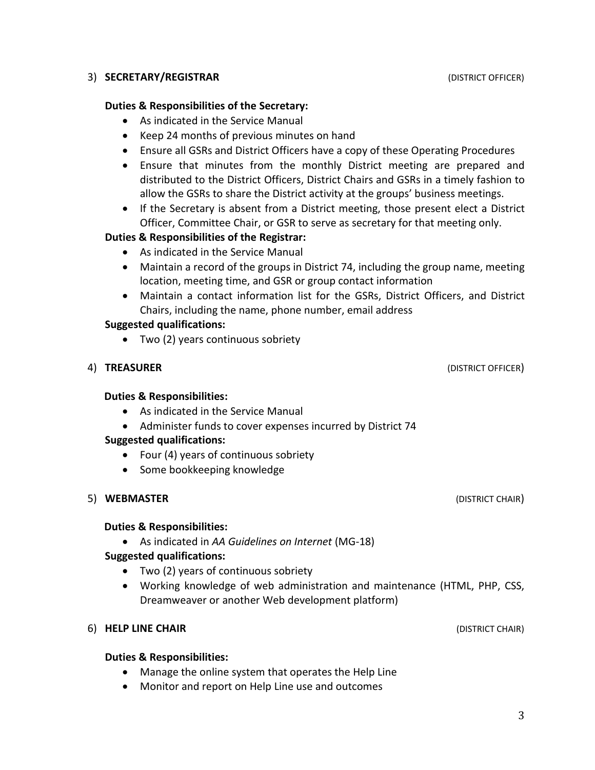### 3) **SECRETARY/REGISTRAR** (DISTRICT OFFICER)

**Duties & Responsibilities of the Secretary:**

- As indicated in the Service Manual
- Keep 24 months of previous minutes on hand
- Ensure all GSRs and District Officers have a copy of these Operating Procedures
- Ensure that minutes from the monthly District meeting are prepared and distributed to the District Officers, District Chairs and GSRs in a timely fashion to allow the GSRs to share the District activity at the groups' business meetings.
- If the Secretary is absent from a District meeting, those present elect a District Officer, Committee Chair, or GSR to serve as secretary for that meeting only.

**Duties & Responsibilities of the Registrar:**

- As indicated in the Service Manual
- Maintain a record of the groups in District 74, including the group name, meeting location, meeting time, and GSR or group contact information
- Maintain a contact information list for the GSRs, District Officers, and District Chairs, including the name, phone number, email address

**Suggested qualifications:**

- Two (2) years continuous sobriety

### 4) **TREASURER** (DISTRICT OFFICER)

**Duties & Responsibilities:**

- As indicated in the Service Manual
- Administer funds to cover expenses incurred by District 74

**Suggested qualifications:**

- Four (4) years of continuous sobriety
- Some bookkeeping knowledge

### 5) **WEBMASTER** (DISTRICT CHAIR)

**Duties & Responsibilities:**

- As indicated in *AA Guidelines on Internet* (MG-18)

**Suggested qualifications:**

- Two (2) years of continuous sobriety
- Working knowledge of web administration and maintenance (HTML, PHP, CSS, Dreamweaver or another Web development platform)

### 6) **HELP LINE CHAIR** (DISTRICT CHAIR)

**Duties & Responsibilities:**

- Manage the online system that operates the Help Line
- Monitor and report on Help Line use and outcomes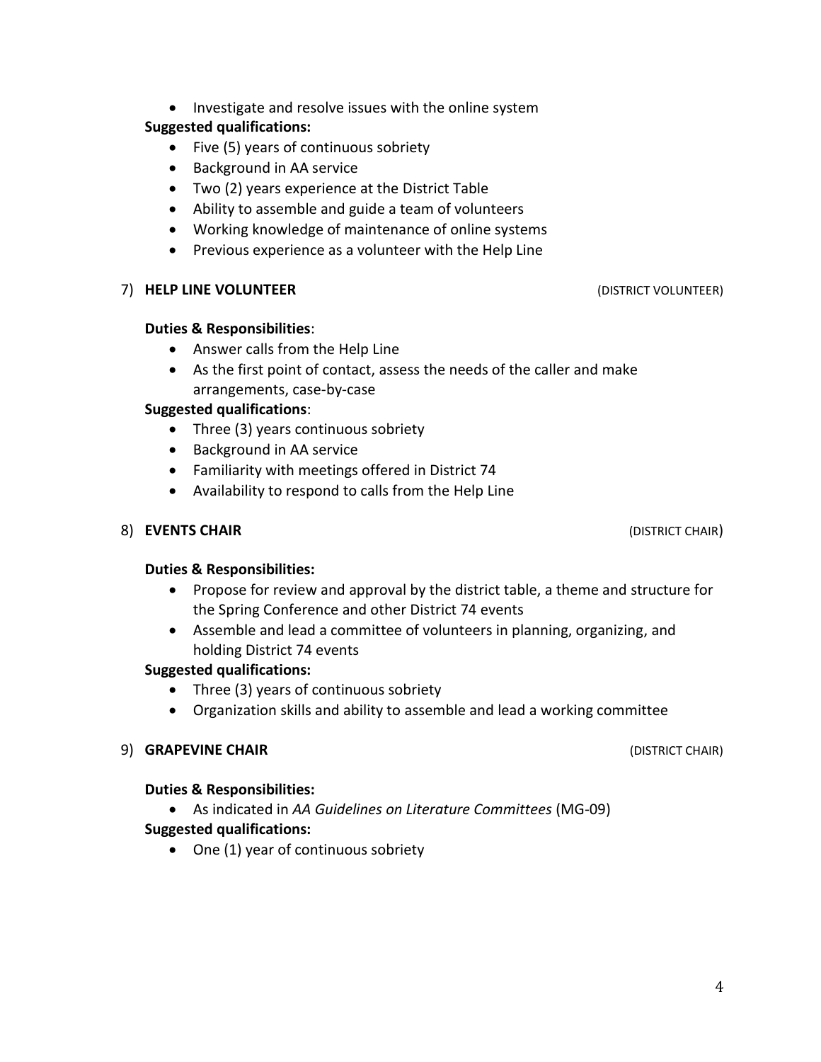- Investigate and resolve issues with the online system

**Suggested qualifications:**

- Five (5) years of continuous sobriety
- Background in AA service
- Two (2) years experience at the District Table
- Ability to assemble and guide a team of volunteers
- Working knowledge of maintenance of online systems
- Previous experience as a volunteer with the Help Line

7) **HELP LINE VOLUNTEER** (DISTRICT VOLUNTEER)

**Duties & Responsibilities**:

- Answer calls from the Help Line
- As the first point of contact, assess the needs of the caller and make arrangements, case-by-case

**Suggested qualifications**:

- Three (3) years continuous sobriety
- Background in AA service
- Familiarity with meetings offered in District 74
- Availability to respond to calls from the Help Line

8) **EVENTS CHAIR** (DISTRICT CHAIR)

**Duties & Responsibilities:**

- Propose for review and approval by the district table, a theme and structure for the Spring Conference and other District 74 events
- Assemble and lead a committee of volunteers in planning, organizing, and holding District 74 events

**Suggested qualifications:**

- Three (3) years of continuous sobriety
- Organization skills and ability to assemble and lead a working committee

9) **GRAPEVINE CHAIR** (DISTRICT CHAIR)

**Duties & Responsibilities:**

- As indicated in *AA Guidelines on Literature Committees* (MG-09)

**Suggested qualifications:**

- One (1) year of continuous sobriety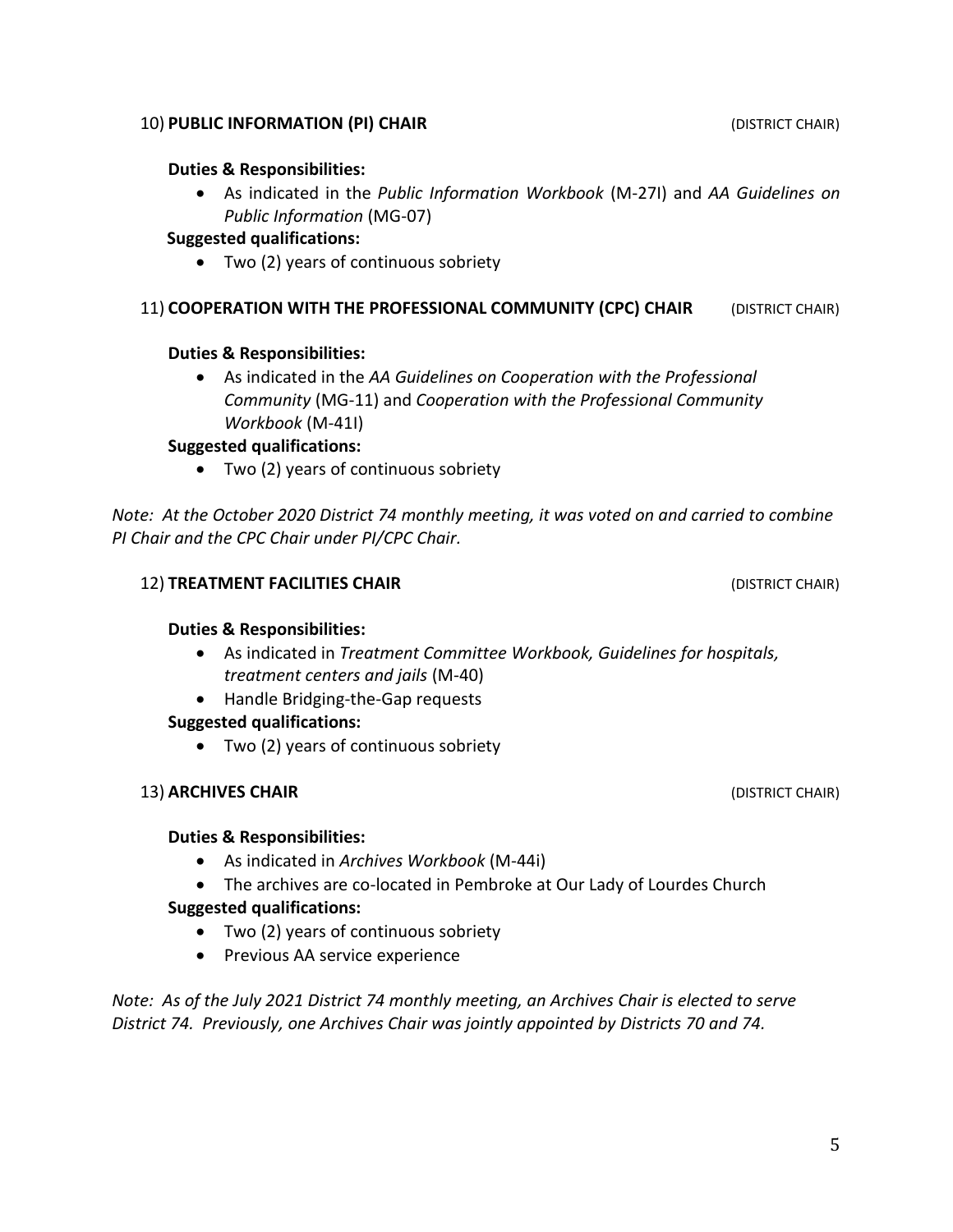### 10) **PUBLIC INFORMATION (PI) CHAIR** (DISTRICT CHAIR)

**Duties & Responsibilities:**

- As indicated in the *Public Information Workbook* (M-27I) and *AA Guidelines on Public Information* (MG-07)

**Suggested qualifications:**

- Two (2) years of continuous sobriety

### 11) **COOPERATION WITH THE PROFESSIONAL COMMUNITY (CPC) CHAIR** (DISTRICT CHAIR)

**Duties & Responsibilities:**

- As indicated in the *AA Guidelines on Cooperation with the Professional Community* (MG-11) and *Cooperation with the Professional Community Workbook* (M-41I)

**Suggested qualifications:**

- Two (2) years of continuous sobriety

*Note: At the October 2020 District 74 monthly meeting, it was voted on and carried to combine PI Chair and the CPC Chair under PI/CPC Chair.*

### 12) **TREATMENT FACILITIES CHAIR** (DISTRICT CHAIR)

**Duties & Responsibilities:**

- As indicated in *Treatment Committee Workbook, Guidelines for hospitals, treatment centers and jails* (M-40)
- Handle Bridging-the-Gap requests

**Suggested qualifications:**

- Two (2) years of continuous sobriety

### 13) **ARCHIVES CHAIR** (DISTRICT CHAIR)

**Duties & Responsibilities:**

- As indicated in *Archives Workbook* (M-44i)
- The archives are co-located in Pembroke at Our Lady of Lourdes Church

**Suggested qualifications:**

- Two (2) years of continuous sobriety
- Previous AA service experience

*Note: As of the July 2021 District 74 monthly meeting, an Archives Chair is elected to serve District 74. Previously, one Archives Chair was jointly appointed by Districts 70 and 74.*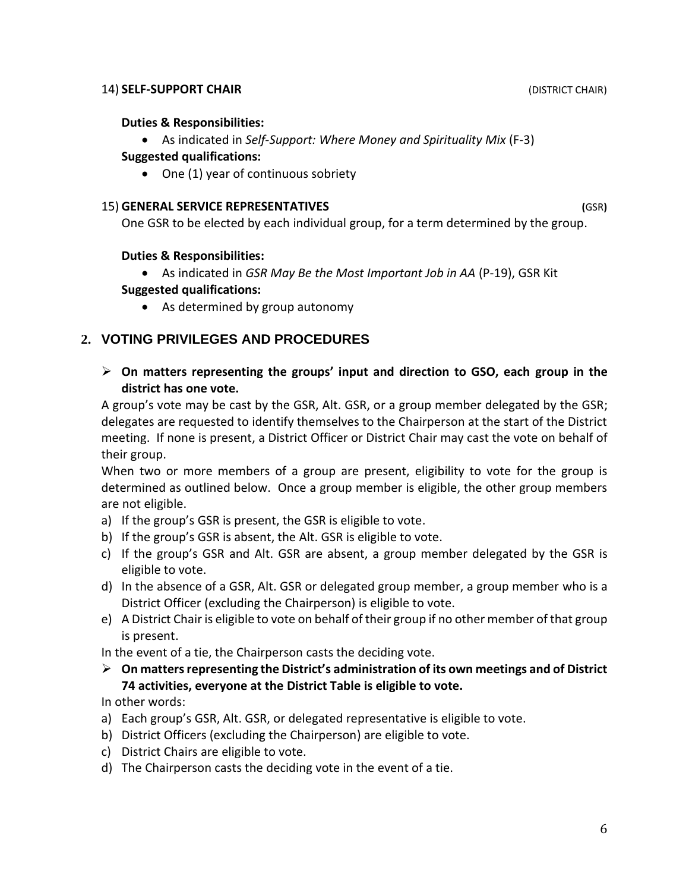14) **SELF-SUPPORT CHAIR** (DISTRICT CHAIR)

**Duties & Responsibilities:**

- As indicated in *Self-Support: Where Money and Spirituality Mix* (F-3)

**Suggested qualifications:**

- One (1) year of continuous sobriety

15) **GENERAL SERVICE REPRESENTATIVES** **(**GSR**)**

One GSR to be elected by each individual group, for a term determined by the group.

**Duties & Responsibilities:**

- As indicated in *GSR May Be the Most Important Job in AA* (P-19), GSR Kit

**Suggested qualifications:**

- As determined by group autonomy

## 2. VOTING PRIVILEGES AND PROCEDURES

- **On matters representing the groups' input and direction to GSO, each group in the district has one vote.**

A group's vote may be cast by the GSR, Alt. GSR, or a group member delegated by the GSR; delegates are requested to identify themselves to the Chairperson at the start of the District meeting. If none is present, a District Officer or District Chair may cast the vote on behalf of their group.

When two or more members of a group are present, eligibility to vote for the group is determined as outlined below. Once a group member is eligible, the other group members are not eligible.

a) If the group's GSR is present, the GSR is eligible to vote.
b) If the group's GSR is absent, the Alt. GSR is eligible to vote.
c) If the group's GSR and Alt. GSR are absent, a group member delegated by the GSR is eligible to vote.
d) In the absence of a GSR, Alt. GSR or delegated group member, a group member who is a District Officer (excluding the Chairperson) is eligible to vote.
e) A District Chair is eligible to vote on behalf of their group if no other member of that group is present.

In the event of a tie, the Chairperson casts the deciding vote.

- **On matters representing the District's administration of its own meetings and of District 74 activities, everyone at the District Table is eligible to vote.**

In other words:

a) Each group's GSR, Alt. GSR, or delegated representative is eligible to vote.
b) District Officers (excluding the Chairperson) are eligible to vote.
c) District Chairs are eligible to vote.
d) The Chairperson casts the deciding vote in the event of a tie.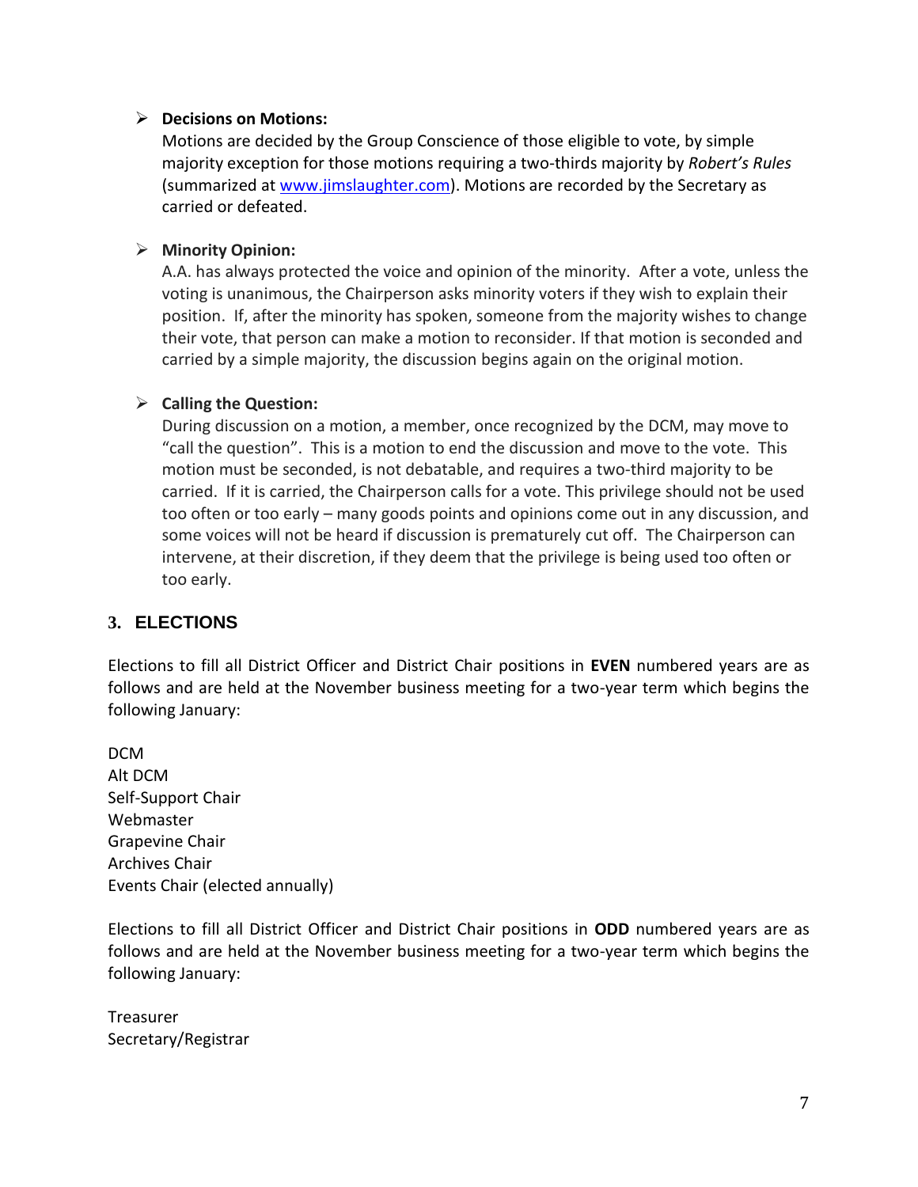- **Decisions on Motions:**
  Motions are decided by the Group Conscience of those eligible to vote, by simple majority exception for those motions requiring a two-thirds majority by *Robert's Rules* (summarized at [www.jimslaughter.com](www.jimslaughter.com)). Motions are recorded by the Secretary as carried or defeated.

- **Minority Opinion:**
  A.A. has always protected the voice and opinion of the minority. After a vote, unless the voting is unanimous, the Chairperson asks minority voters if they wish to explain their position. If, after the minority has spoken, someone from the majority wishes to change their vote, that person can make a motion to reconsider. If that motion is seconded and carried by a simple majority, the discussion begins again on the original motion.

- **Calling the Question:**
  During discussion on a motion, a member, once recognized by the DCM, may move to "call the question". This is a motion to end the discussion and move to the vote. This motion must be seconded, is not debatable, and requires a two-third majority to be carried. If it is carried, the Chairperson calls for a vote. This privilege should not be used too often or too early – many goods points and opinions come out in any discussion, and some voices will not be heard if discussion is prematurely cut off. The Chairperson can intervene, at their discretion, if they deem that the privilege is being used too often or too early.

## 3. ELECTIONS

Elections to fill all District Officer and District Chair positions in **EVEN** numbered years are as follows and are held at the November business meeting for a two-year term which begins the following January:

DCM
Alt DCM
Self-Support Chair
Webmaster
Grapevine Chair
Archives Chair
Events Chair (elected annually)

Elections to fill all District Officer and District Chair positions in **ODD** numbered years are as follows and are held at the November business meeting for a two-year term which begins the following January:

Treasurer
Secretary/Registrar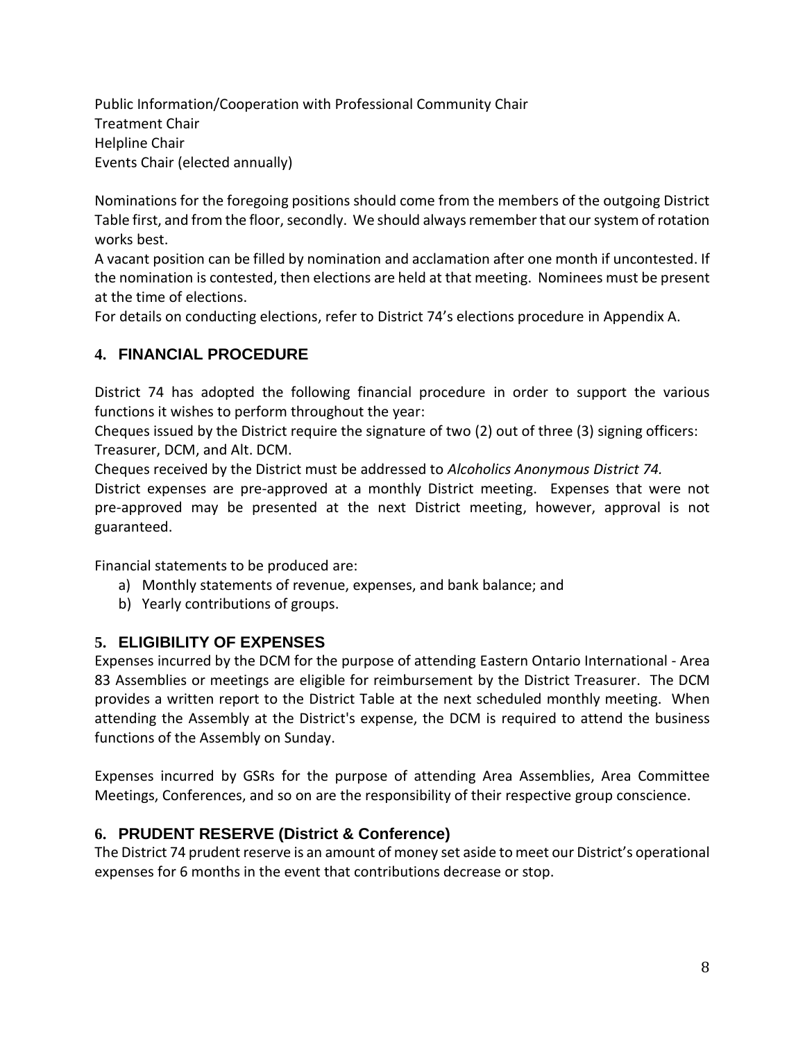Public Information/Cooperation with Professional Community Chair
Treatment Chair
Helpline Chair
Events Chair (elected annually)

Nominations for the foregoing positions should come from the members of the outgoing District Table first, and from the floor, secondly. We should always remember that our system of rotation works best.

A vacant position can be filled by nomination and acclamation after one month if uncontested. If the nomination is contested, then elections are held at that meeting. Nominees must be present at the time of elections.

For details on conducting elections, refer to District 74's elections procedure in Appendix A.

## 4. FINANCIAL PROCEDURE

District 74 has adopted the following financial procedure in order to support the various functions it wishes to perform throughout the year:

Cheques issued by the District require the signature of two (2) out of three (3) signing officers: Treasurer, DCM, and Alt. DCM.

Cheques received by the District must be addressed to *Alcoholics Anonymous District 74.*

District expenses are pre-approved at a monthly District meeting. Expenses that were not pre-approved may be presented at the next District meeting, however, approval is not guaranteed.

Financial statements to be produced are:

a) Monthly statements of revenue, expenses, and bank balance; and
b) Yearly contributions of groups.

## 5. ELIGIBILITY OF EXPENSES

Expenses incurred by the DCM for the purpose of attending Eastern Ontario International - Area 83 Assemblies or meetings are eligible for reimbursement by the District Treasurer. The DCM provides a written report to the District Table at the next scheduled monthly meeting. When attending the Assembly at the District's expense, the DCM is required to attend the business functions of the Assembly on Sunday.

Expenses incurred by GSRs for the purpose of attending Area Assemblies, Area Committee Meetings, Conferences, and so on are the responsibility of their respective group conscience.

## 6. PRUDENT RESERVE (District & Conference)

The District 74 prudent reserve is an amount of money set aside to meet our District's operational expenses for 6 months in the event that contributions decrease or stop.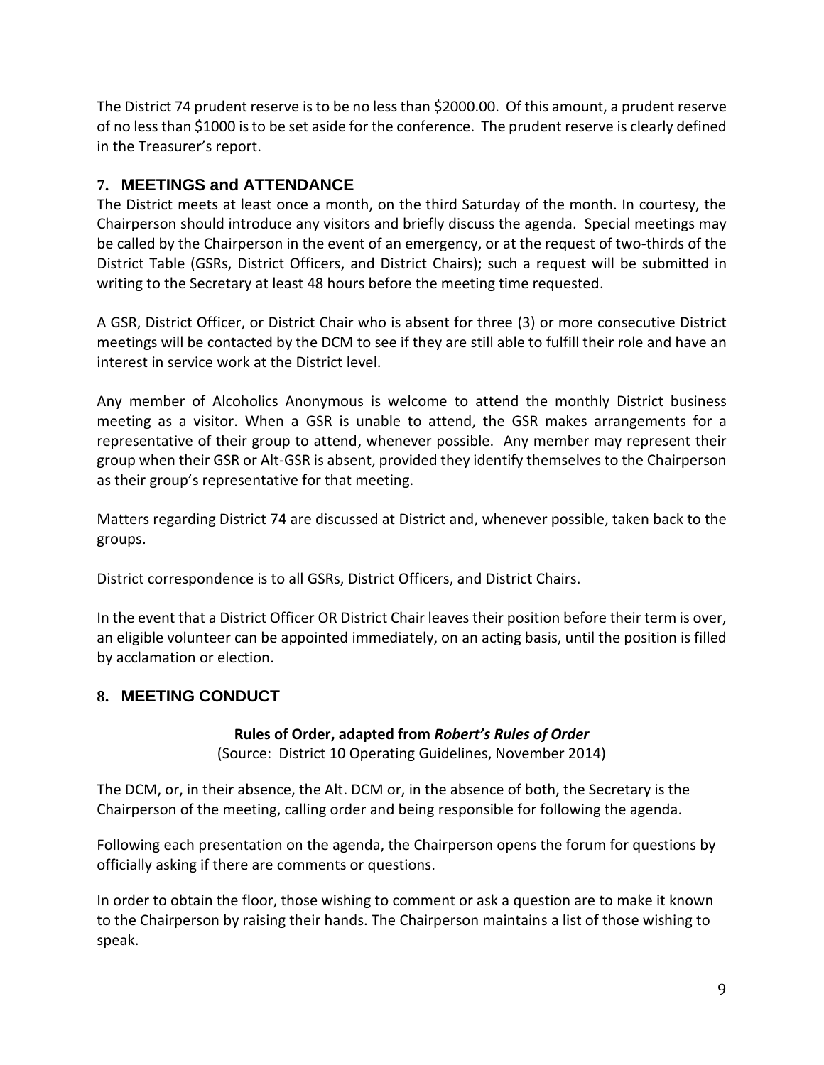The District 74 prudent reserve is to be no less than $2000.00. Of this amount, a prudent reserve of no less than $1000 is to be set aside for the conference. The prudent reserve is clearly defined in the Treasurer's report.

## 7. MEETINGS and ATTENDANCE

The District meets at least once a month, on the third Saturday of the month. In courtesy, the Chairperson should introduce any visitors and briefly discuss the agenda. Special meetings may be called by the Chairperson in the event of an emergency, or at the request of two-thirds of the District Table (GSRs, District Officers, and District Chairs); such a request will be submitted in writing to the Secretary at least 48 hours before the meeting time requested.

A GSR, District Officer, or District Chair who is absent for three (3) or more consecutive District meetings will be contacted by the DCM to see if they are still able to fulfill their role and have an interest in service work at the District level.

Any member of Alcoholics Anonymous is welcome to attend the monthly District business meeting as a visitor. When a GSR is unable to attend, the GSR makes arrangements for a representative of their group to attend, whenever possible. Any member may represent their group when their GSR or Alt-GSR is absent, provided they identify themselves to the Chairperson as their group's representative for that meeting.

Matters regarding District 74 are discussed at District and, whenever possible, taken back to the groups.

District correspondence is to all GSRs, District Officers, and District Chairs.

In the event that a District Officer OR District Chair leaves their position before their term is over, an eligible volunteer can be appointed immediately, on an acting basis, until the position is filled by acclamation or election.

## 8. MEETING CONDUCT

**Rules of Order, adapted from *Robert's Rules of Order***
(Source: District 10 Operating Guidelines, November 2014)

The DCM, or, in their absence, the Alt. DCM or, in the absence of both, the Secretary is the Chairperson of the meeting, calling order and being responsible for following the agenda.

Following each presentation on the agenda, the Chairperson opens the forum for questions by officially asking if there are comments or questions.

In order to obtain the floor, those wishing to comment or ask a question are to make it known to the Chairperson by raising their hands. The Chairperson maintains a list of those wishing to speak.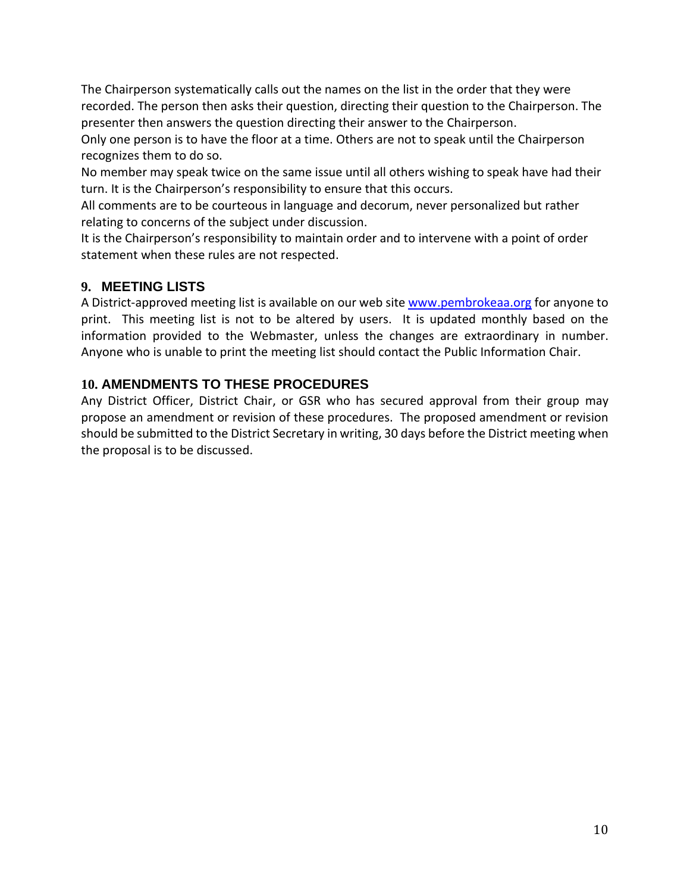The Chairperson systematically calls out the names on the list in the order that they were recorded. The person then asks their question, directing their question to the Chairperson. The presenter then answers the question directing their answer to the Chairperson.

Only one person is to have the floor at a time. Others are not to speak until the Chairperson recognizes them to do so.

No member may speak twice on the same issue until all others wishing to speak have had their turn. It is the Chairperson's responsibility to ensure that this occurs.

All comments are to be courteous in language and decorum, never personalized but rather relating to concerns of the subject under discussion.

It is the Chairperson's responsibility to maintain order and to intervene with a point of order statement when these rules are not respected.

## 9. MEETING LISTS

A District-approved meeting list is available on our web site [www.pembrokeaa.org](http://www.pembrokeaa.org) for anyone to print. This meeting list is not to be altered by users. It is updated monthly based on the information provided to the Webmaster, unless the changes are extraordinary in number. Anyone who is unable to print the meeting list should contact the Public Information Chair.

## 10. AMENDMENTS TO THESE PROCEDURES

Any District Officer, District Chair, or GSR who has secured approval from their group may propose an amendment or revision of these procedures. The proposed amendment or revision should be submitted to the District Secretary in writing, 30 days before the District meeting when the proposal is to be discussed.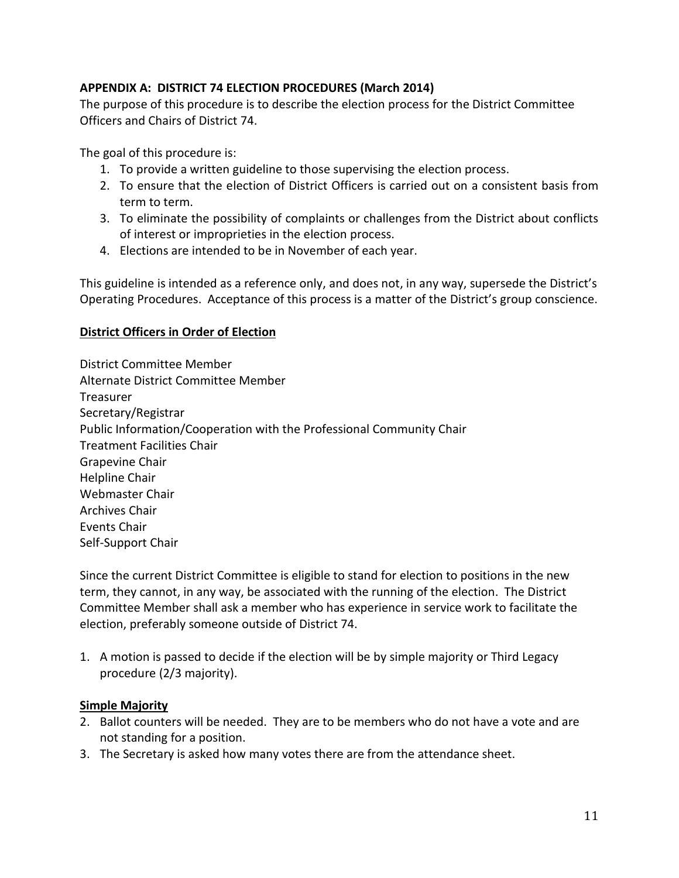**APPENDIX A: DISTRICT 74 ELECTION PROCEDURES (March 2014)**

The purpose of this procedure is to describe the election process for the District Committee Officers and Chairs of District 74.

The goal of this procedure is:

1. To provide a written guideline to those supervising the election process.
2. To ensure that the election of District Officers is carried out on a consistent basis from term to term.
3. To eliminate the possibility of complaints or challenges from the District about conflicts of interest or improprieties in the election process.
4. Elections are intended to be in November of each year.

This guideline is intended as a reference only, and does not, in any way, supersede the District's Operating Procedures. Acceptance of this process is a matter of the District's group conscience.

**District Officers in Order of Election**

District Committee Member
Alternate District Committee Member
Treasurer
Secretary/Registrar
Public Information/Cooperation with the Professional Community Chair
Treatment Facilities Chair
Grapevine Chair
Helpline Chair
Webmaster Chair
Archives Chair
Events Chair
Self-Support Chair

Since the current District Committee is eligible to stand for election to positions in the new term, they cannot, in any way, be associated with the running of the election. The District Committee Member shall ask a member who has experience in service work to facilitate the election, preferably someone outside of District 74.

1. A motion is passed to decide if the election will be by simple majority or Third Legacy procedure (2/3 majority).

**Simple Majority**

2. Ballot counters will be needed. They are to be members who do not have a vote and are not standing for a position.
3. The Secretary is asked how many votes there are from the attendance sheet.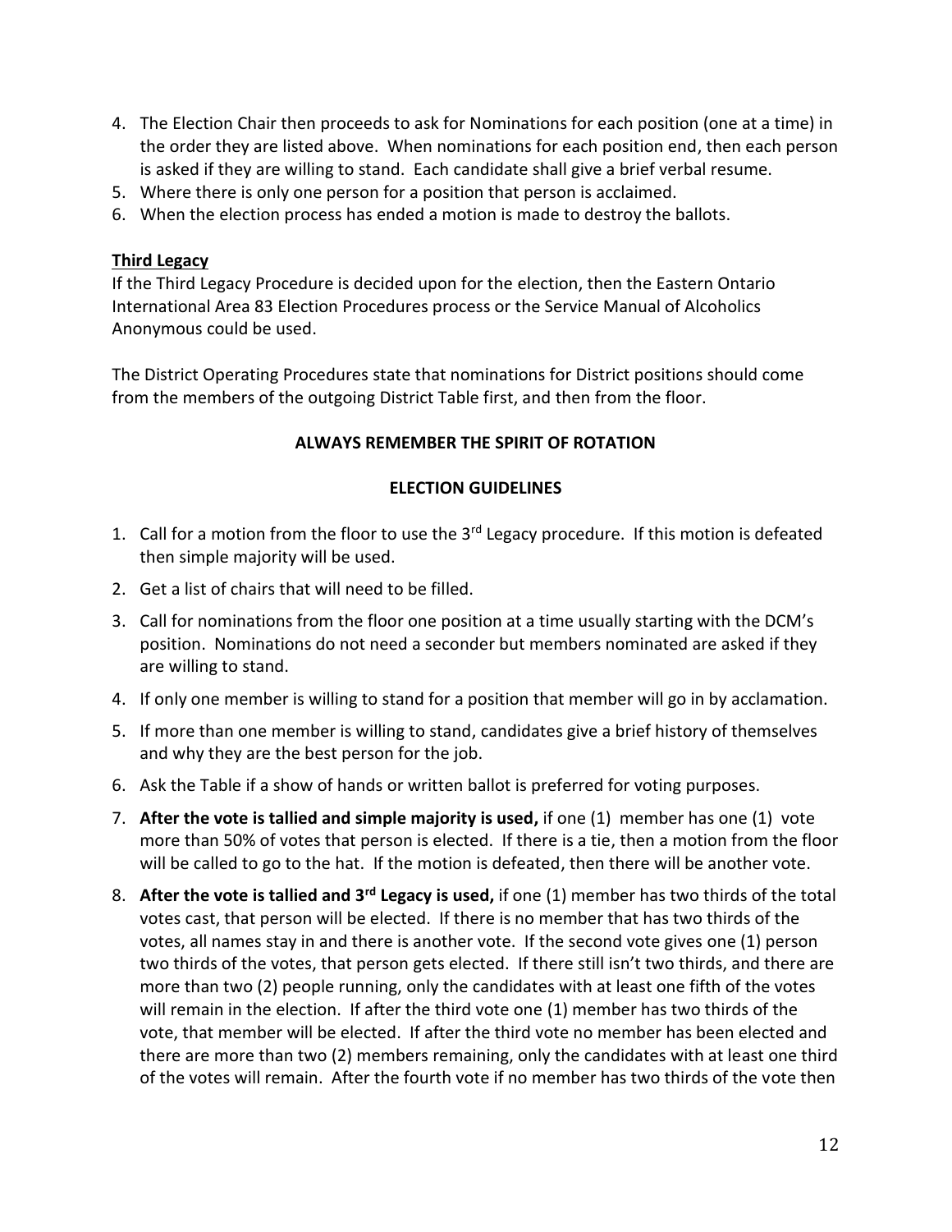4. The Election Chair then proceeds to ask for Nominations for each position (one at a time) in the order they are listed above. When nominations for each position end, then each person is asked if they are willing to stand. Each candidate shall give a brief verbal resume.
5. Where there is only one person for a position that person is acclaimed.
6. When the election process has ended a motion is made to destroy the ballots.

**Third Legacy**

If the Third Legacy Procedure is decided upon for the election, then the Eastern Ontario International Area 83 Election Procedures process or the Service Manual of Alcoholics Anonymous could be used.

The District Operating Procedures state that nominations for District positions should come from the members of the outgoing District Table first, and then from the floor.

**ALWAYS REMEMBER THE SPIRIT OF ROTATION**

**ELECTION GUIDELINES**

1. Call for a motion from the floor to use the 3rd Legacy procedure. If this motion is defeated then simple majority will be used.
2. Get a list of chairs that will need to be filled.
3. Call for nominations from the floor one position at a time usually starting with the DCM's position. Nominations do not need a seconder but members nominated are asked if they are willing to stand.
4. If only one member is willing to stand for a position that member will go in by acclamation.
5. If more than one member is willing to stand, candidates give a brief history of themselves and why they are the best person for the job.
6. Ask the Table if a show of hands or written ballot is preferred for voting purposes.
7. **After the vote is tallied and simple majority is used,** if one (1) member has one (1) vote more than 50% of votes that person is elected. If there is a tie, then a motion from the floor will be called to go to the hat. If the motion is defeated, then there will be another vote.
8. **After the vote is tallied and 3rd Legacy is used,** if one (1) member has two thirds of the total votes cast, that person will be elected. If there is no member that has two thirds of the votes, all names stay in and there is another vote. If the second vote gives one (1) person two thirds of the votes, that person gets elected. If there still isn't two thirds, and there are more than two (2) people running, only the candidates with at least one fifth of the votes will remain in the election. If after the third vote one (1) member has two thirds of the vote, that member will be elected. If after the third vote no member has been elected and there are more than two (2) members remaining, only the candidates with at least one third of the votes will remain. After the fourth vote if no member has two thirds of the vote then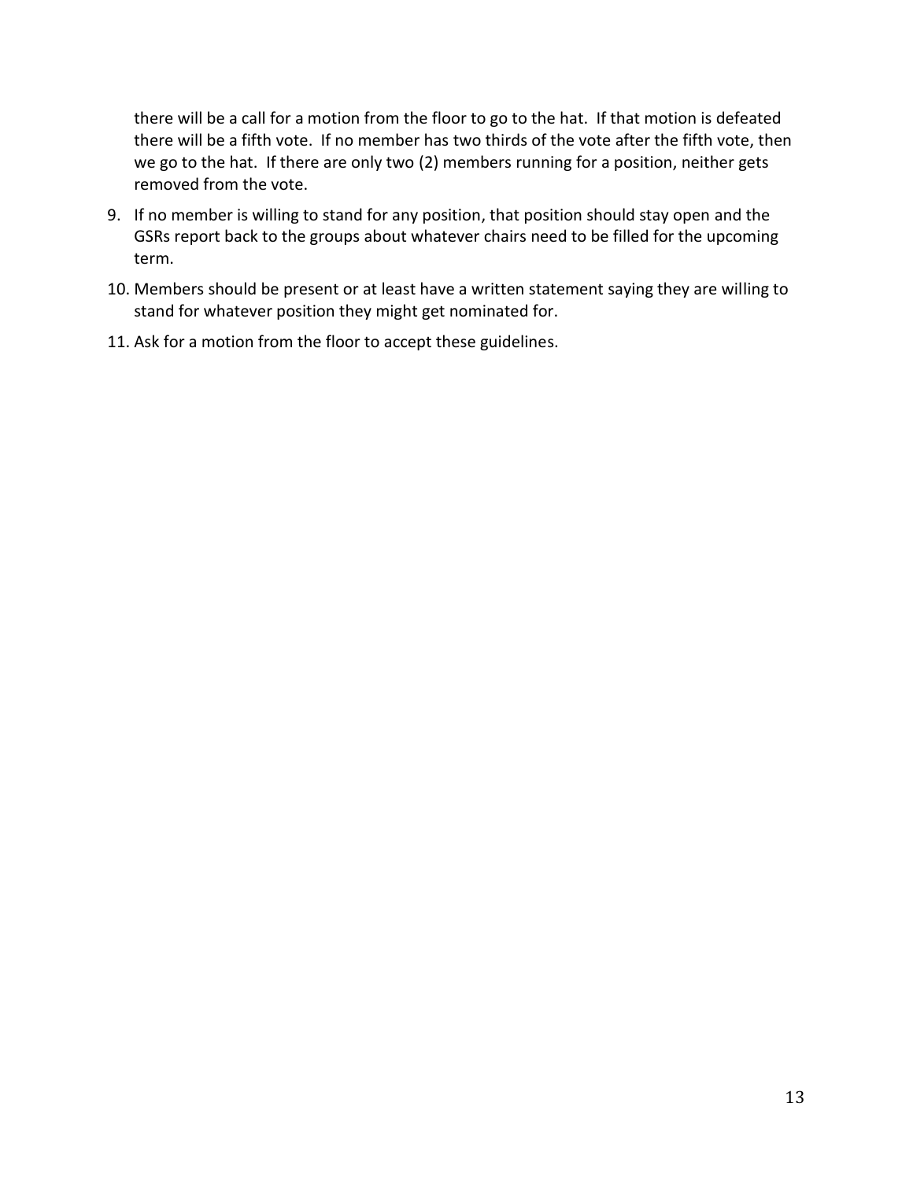there will be a call for a motion from the floor to go to the hat. If that motion is defeated there will be a fifth vote. If no member has two thirds of the vote after the fifth vote, then we go to the hat. If there are only two (2) members running for a position, neither gets removed from the vote.

9. If no member is willing to stand for any position, that position should stay open and the GSRs report back to the groups about whatever chairs need to be filled for the upcoming term.
10. Members should be present or at least have a written statement saying they are willing to stand for whatever position they might get nominated for.
11. Ask for a motion from the floor to accept these guidelines.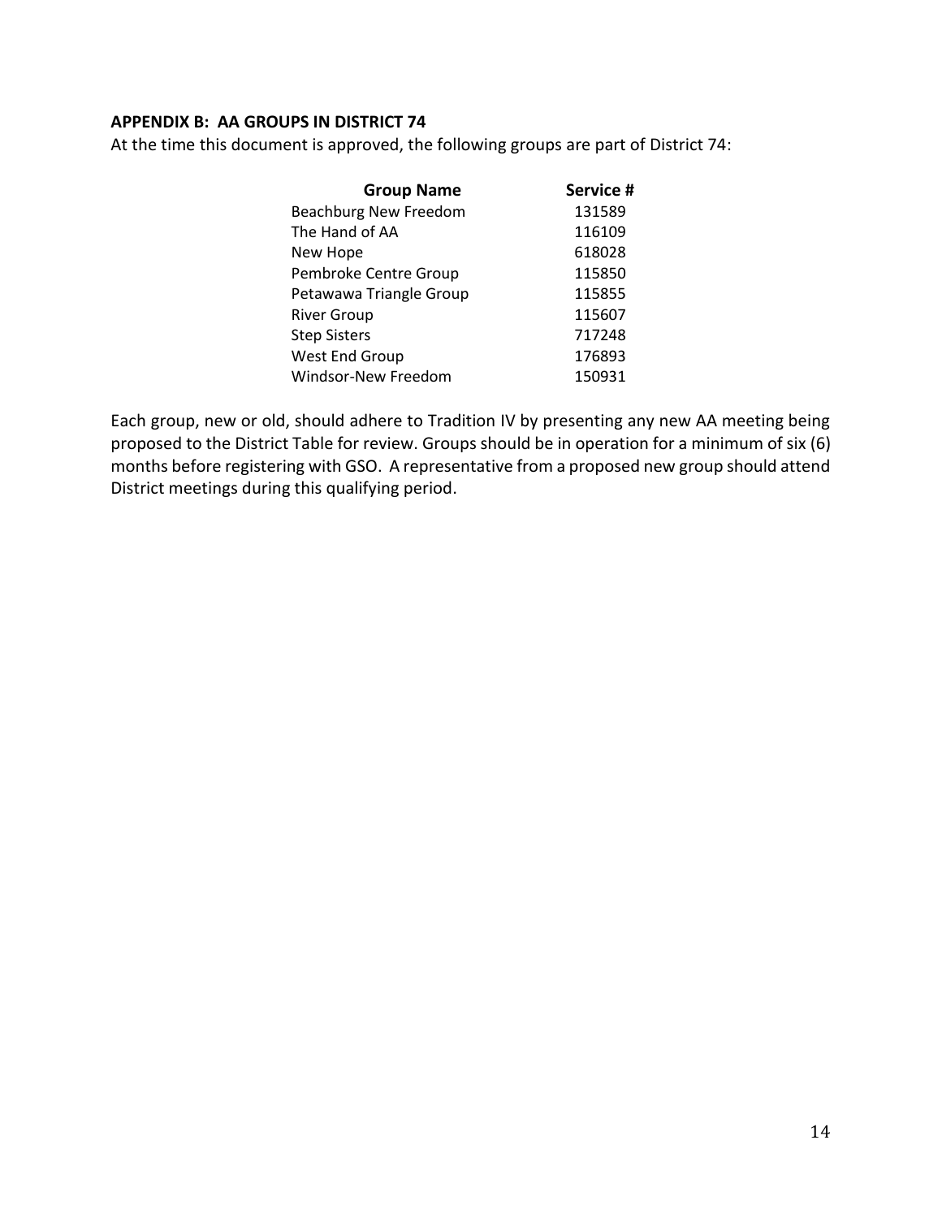**APPENDIX B: AA GROUPS IN DISTRICT 74**

At the time this document is approved, the following groups are part of District 74:

| Group Name | Service # |
|---|---|
| Beachburg New Freedom | 131589 |
| The Hand of AA | 116109 |
| New Hope | 618028 |
| Pembroke Centre Group | 115850 |
| Petawawa Triangle Group | 115855 |
| River Group | 115607 |
| Step Sisters | 717248 |
| West End Group | 176893 |
| Windsor-New Freedom | 150931 |

Each group, new or old, should adhere to Tradition IV by presenting any new AA meeting being proposed to the District Table for review. Groups should be in operation for a minimum of six (6) months before registering with GSO. A representative from a proposed new group should attend District meetings during this qualifying period.